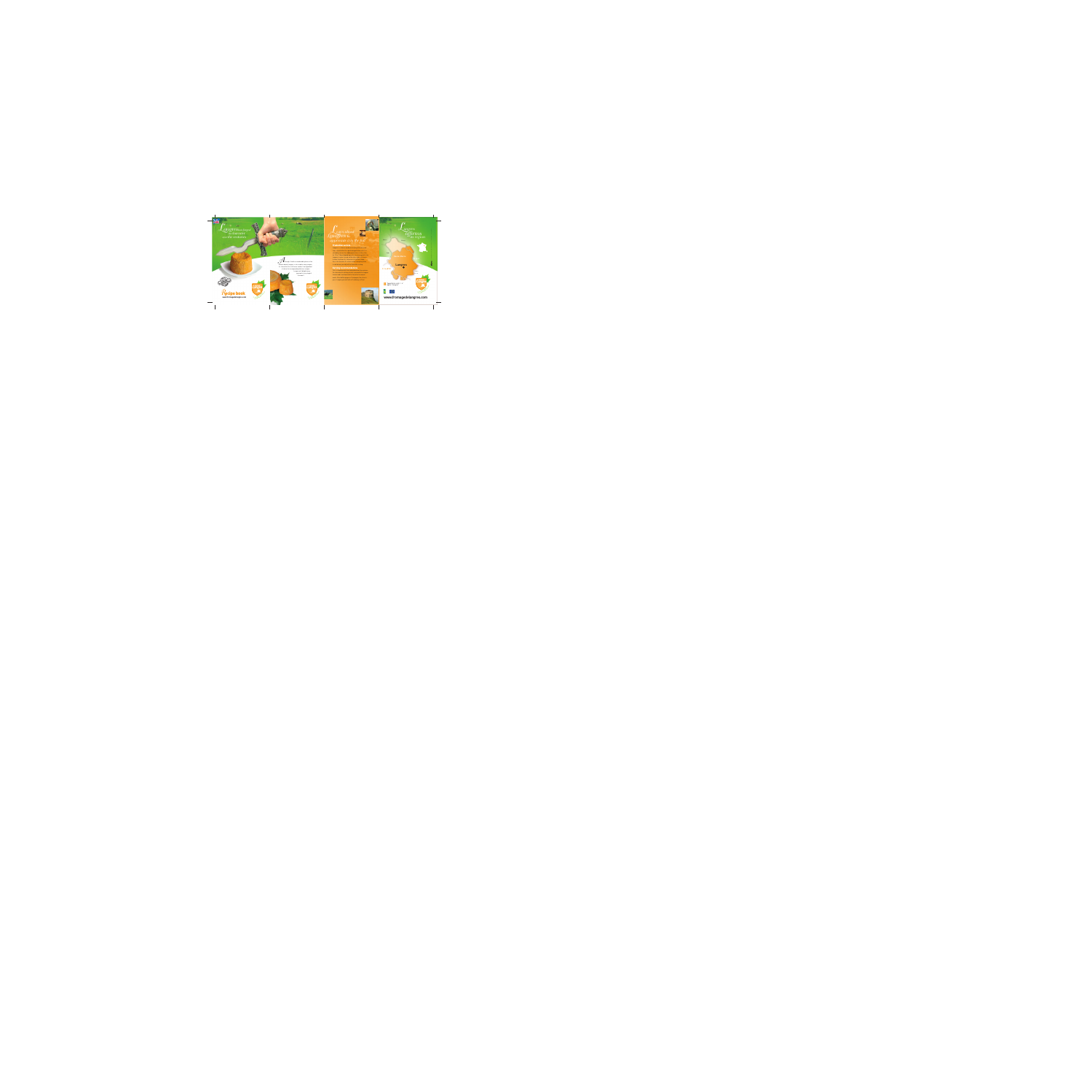Recipe book

www.fromagedelangres.com

Langres

www.fromagedelangres.com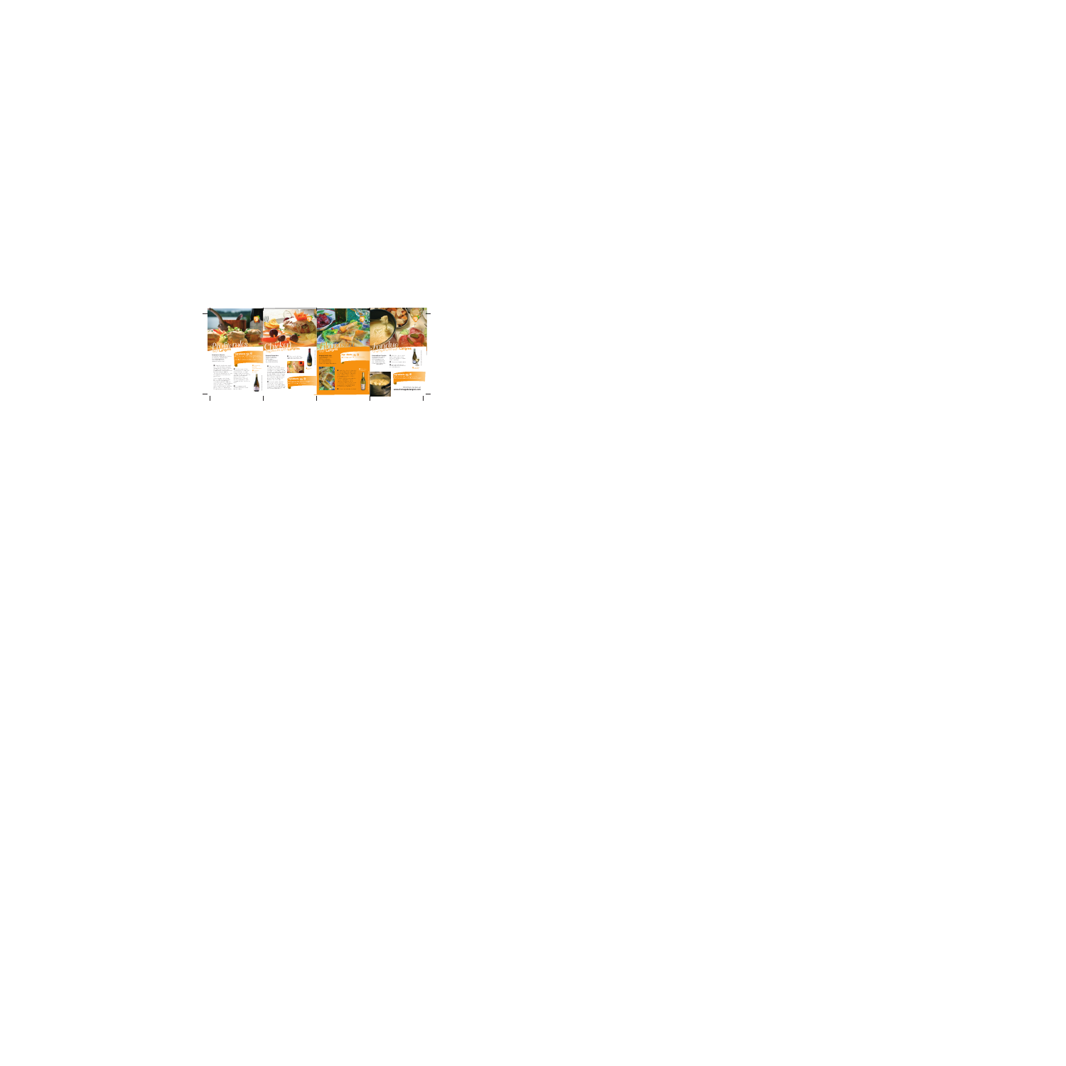# Profiteroles

# Chicken

# Fondue